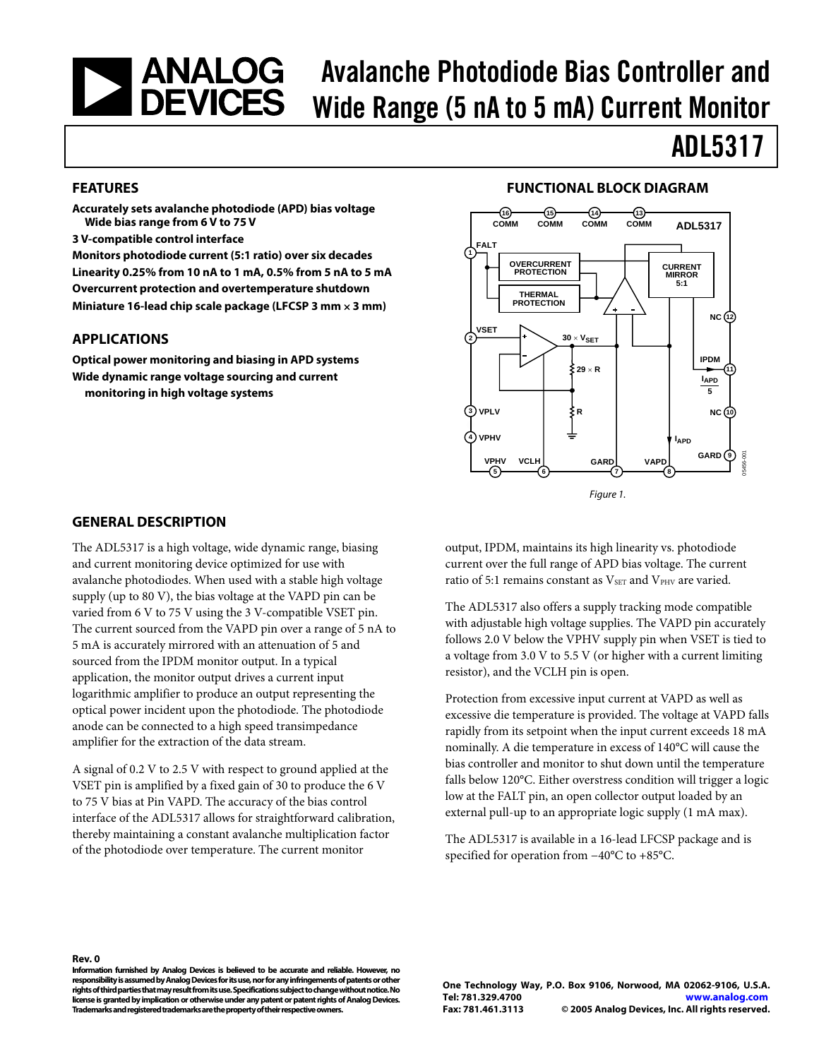# Avalanche Photodiode Bias Controller and Wide Range (5 nA to 5 mA) Current Monitor

# ADL5317

## FEATURES

**Accurately sets avalanche photodiode (APD) bias voltage**
**Wide bias range from 6 V to 75 V**
**3 V-compatible control interface**
**Monitors photodiode current (5:1 ratio) over six decades**
**Linearity 0.25% from 10 nA to 1 mA, 0.5% from 5 nA to 5 mA**
**Overcurrent protection and overtemperature shutdown**
**Miniature 16-lead chip scale package (LFCSP 3 mm × 3 mm)**

## APPLICATIONS

**Optical power monitoring and biasing in APD systems**
**Wide dynamic range voltage sourcing and current monitoring in high voltage systems**

## FUNCTIONAL BLOCK DIAGRAM

Figure 1.

## GENERAL DESCRIPTION

The ADL5317 is a high voltage, wide dynamic range, biasing and current monitoring device optimized for use with avalanche photodiodes. When used with a stable high voltage supply (up to 80 V), the bias voltage at the VAPD pin can be varied from 6 V to 75 V using the 3 V-compatible VSET pin. The current sourced from the VAPD pin over a range of 5 nA to 5 mA is accurately mirrored with an attenuation of 5 and sourced from the IPDM monitor output. In a typical application, the monitor output drives a current input logarithmic amplifier to produce an output representing the optical power incident upon the photodiode. The photodiode anode can be connected to a high speed transimpedance amplifier for the extraction of the data stream.

A signal of 0.2 V to 2.5 V with respect to ground applied at the VSET pin is amplified by a fixed gain of 30 to produce the 6 V to 75 V bias at Pin VAPD. The accuracy of the bias control interface of the ADL5317 allows for straightforward calibration, thereby maintaining a constant avalanche multiplication factor of the photodiode over temperature. The current monitor output, IPDM, maintains its high linearity vs. photodiode current over the full range of APD bias voltage. The current ratio of 5:1 remains constant as $V_{SET}$ and $V_{PHV}$ are varied.

The ADL5317 also offers a supply tracking mode compatible with adjustable high voltage supplies. The VAPD pin accurately follows 2.0 V below the VPHV supply pin when VSET is tied to a voltage from 3.0 V to 5.5 V (or higher with a current limiting resistor), and the VCLH pin is open.

Protection from excessive input current at VAPD as well as excessive die temperature is provided. The voltage at VAPD falls rapidly from its setpoint when the input current exceeds 18 mA nominally. A die temperature in excess of 140°C will cause the bias controller and monitor to shut down until the temperature falls below 120°C. Either overstress condition will trigger a logic low at the FALT pin, an open collector output loaded by an external pull-up to an appropriate logic supply (1 mA max).

The ADL5317 is available in a 16-lead LFCSP package and is specified for operation from −40°C to +85°C.

**Rev. 0**

**Information furnished by Analog Devices is believed to be accurate and reliable. However, no responsibility is assumed by Analog Devices for its use, nor for any infringements of patents or other rights of third parties that may result from its use. Specifications subject to change without notice. No license is granted by implication or otherwise under any patent or patent rights of Analog Devices. Trademarks and registered trademarks are the property of their respective owners.**

**One Technology Way, P.O. Box 9106, Norwood, MA 02062-9106, U.S.A.**
**Tel: 781.329.4700** **www.analog.com**
**Fax: 781.461.3113** **© 2005 Analog Devices, Inc. All rights reserved.**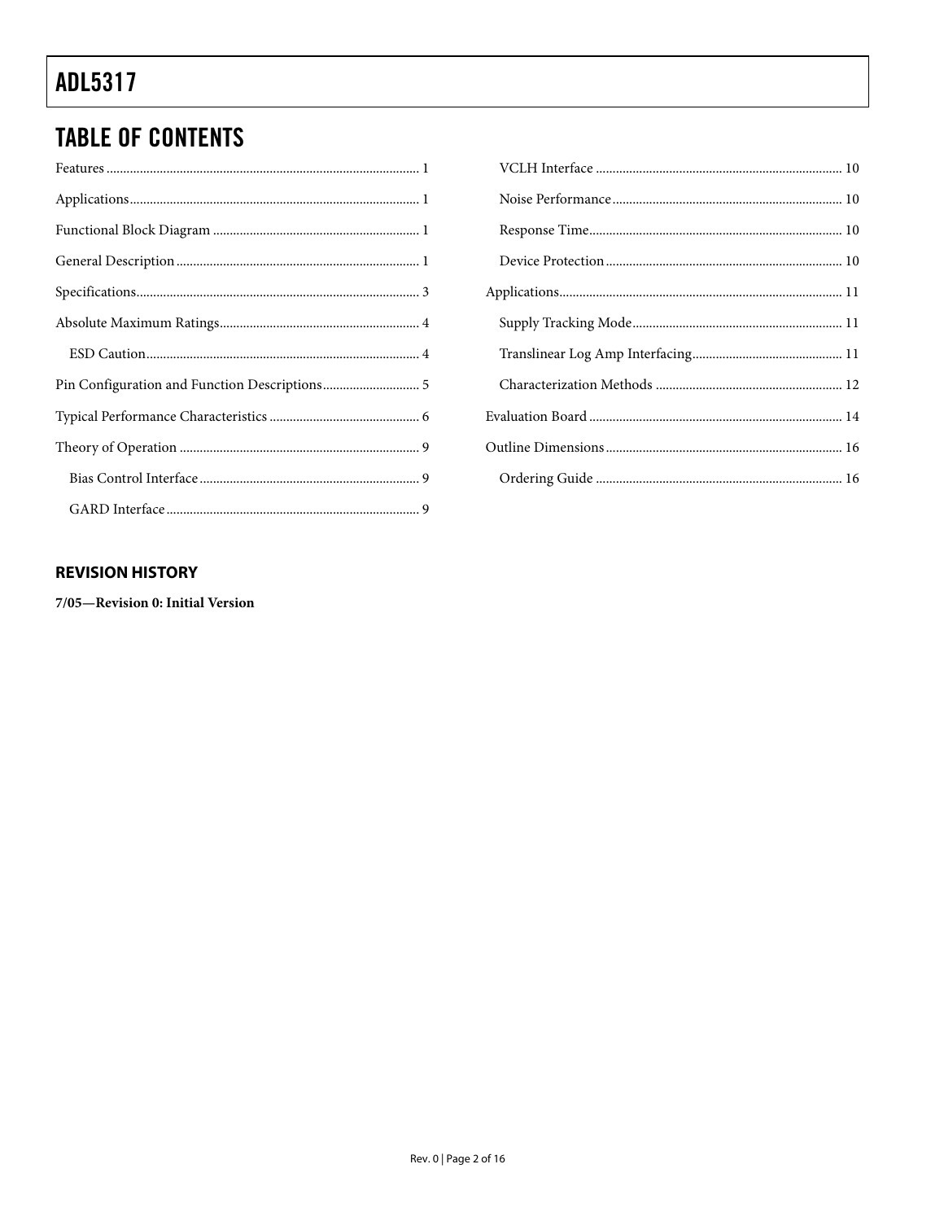## TABLE OF CONTENTS

Features ... 1
Applications ... 1
Functional Block Diagram ... 1
General Description ... 1
Specifications ... 3
Absolute Maximum Ratings ... 4
  ESD Caution ... 4
Pin Configuration and Function Descriptions ... 5
Typical Performance Characteristics ... 6
Theory of Operation ... 9
  Bias Control Interface ... 9
  GARD Interface ... 9
  VCLH Interface ... 10
  Noise Performance ... 10
  Response Time ... 10
  Device Protection ... 10
Applications ... 11
  Supply Tracking Mode ... 11
  Translinear Log Amp Interfacing ... 11
  Characterization Methods ... 12
Evaluation Board ... 14
Outline Dimensions ... 16
  Ordering Guide ... 16

### REVISION HISTORY

**7/05—Revision 0: Initial Version**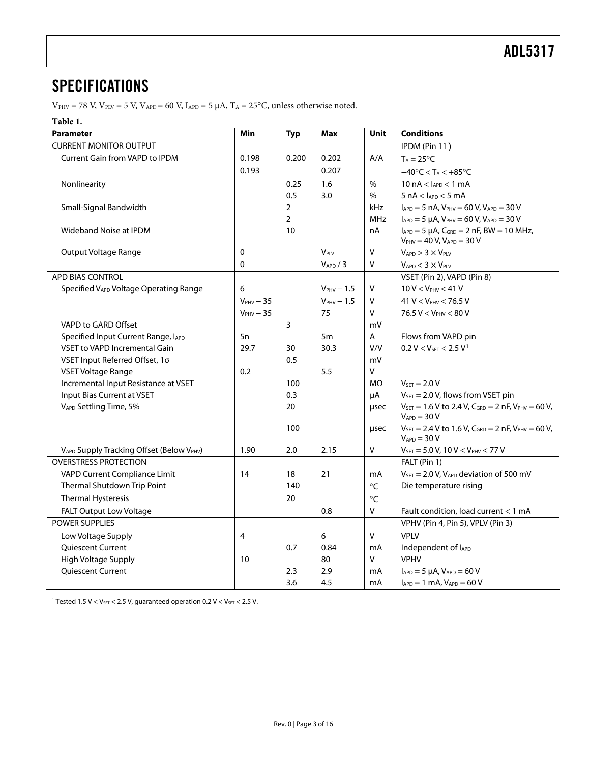# SPECIFICATIONS

$V_{PHV}$ = 78 V, $V_{PLV}$ = 5 V, $V_{APD}$ = 60 V, $I_{APD}$ = 5 μA, $T_A$ = 25°C, unless otherwise noted.

**Table 1.**

| Parameter | Min | Typ | Max | Unit | Conditions |
|---|---|---|---|---|---|
| CURRENT MONITOR OUTPUT | | | | | IPDM (Pin 11 ) |
| Current Gain from VAPD to IPDM | 0.198 | 0.200 | 0.202 | A/A | $T_A$ = 25°C |
| | 0.193 | | 0.207 | | −40°C < $T_A$ < +85°C |
| Nonlinearity | | 0.25 | 1.6 | % | 10 nA < $I_{APD}$ < 1 mA |
| | | 0.5 | 3.0 | % | 5 nA < $I_{APD}$ < 5 mA |
| Small-Signal Bandwidth | | 2 | | kHz | $I_{APD}$ = 5 nA, $V_{PHV}$ = 60 V, $V_{APD}$ = 30 V |
| | | 2 | | MHz | $I_{APD}$ = 5 μA, $V_{PHV}$ = 60 V, $V_{APD}$ = 30 V |
| Wideband Noise at IPDM | | 10 | | nA | $I_{APD}$ = 5 μA, $C_{GRD}$ = 2 nF, BW = 10 MHz, $V_{PHV}$ = 40 V, $V_{APD}$ = 30 V |
| Output Voltage Range | 0 | | $V_{PLV}$ | V | $V_{APD}$ > 3 × $V_{PLV}$ |
| | 0 | | $V_{APD}$ / 3 | V | $V_{APD}$ < 3 × $V_{PLV}$ |
| APD BIAS CONTROL | | | | | VSET (Pin 2), VAPD (Pin 8) |
| Specified $V_{APD}$ Voltage Operating Range | 6 | | $V_{PHV}$ − 1.5 | V | 10 V < $V_{PHV}$ < 41 V |
| | $V_{PHV}$ − 35 | | $V_{PHV}$ − 1.5 | V | 41 V < $V_{PHV}$ < 76.5 V |
| | $V_{PHV}$ − 35 | | 75 | V | 76.5 V < $V_{PHV}$ < 80 V |
| VAPD to GARD Offset | | 3 | | mV | |
| Specified Input Current Range, $I_{APD}$ | 5n | | 5m | A | Flows from VAPD pin |
| VSET to VAPD Incremental Gain | 29.7 | 30 | 30.3 | V/V | 0.2 V < $V_{SET}$ < 2.5 V[1] |
| VSET Input Referred Offset, 1σ | | 0.5 | | mV | |
| VSET Voltage Range | 0.2 | | 5.5 | V | |
| Incremental Input Resistance at VSET | | 100 | | MΩ | $V_{SET}$ = 2.0 V |
| Input Bias Current at VSET | | 0.3 | | μA | $V_{SET}$ = 2.0 V, flows from VSET pin |
| $V_{APD}$ Settling Time, 5% | | 20 | | μsec | $V_{SET}$ = 1.6 V to 2.4 V, $C_{GRD}$ = 2 nF, $V_{PHV}$ = 60 V, $V_{APD}$ = 30 V |
| | | 100 | | μsec | $V_{SET}$ = 2.4 V to 1.6 V, $C_{GRD}$ = 2 nF, $V_{PHV}$ = 60 V, $V_{APD}$ = 30 V |
| $V_{APD}$ Supply Tracking Offset (Below $V_{PHV}$) | 1.90 | 2.0 | 2.15 | V | $V_{SET}$ = 5.0 V, 10 V < $V_{PHV}$ < 77 V |
| OVERSTRESS PROTECTION | | | | | FALT (Pin 1) |
| VAPD Current Compliance Limit | 14 | 18 | 21 | mA | $V_{SET}$ = 2.0 V, $V_{APD}$ deviation of 500 mV |
| Thermal Shutdown Trip Point | | 140 | | °C | Die temperature rising |
| Thermal Hysteresis | | 20 | | °C | |
| FALT Output Low Voltage | | | 0.8 | V | Fault condition, load current < 1 mA |
| POWER SUPPLIES | | | | | VPHV (Pin 4, Pin 5), VPLV (Pin 3) |
| Low Voltage Supply | 4 | | 6 | V | VPLV |
| Quiescent Current | | 0.7 | 0.84 | mA | Independent of $I_{APD}$ |
| High Voltage Supply | 10 | | 80 | V | VPHV |
| Quiescent Current | | 2.3 | 2.9 | mA | $I_{APD}$ = 5 μA, $V_{APD}$ = 60 V |
| | | 3.6 | 4.5 | mA | $I_{APD}$ = 1 mA, $V_{APD}$ = 60 V |

[1] Tested 1.5 V < $V_{SET}$ < 2.5 V, guaranteed operation 0.2 V < $V_{SET}$ < 2.5 V.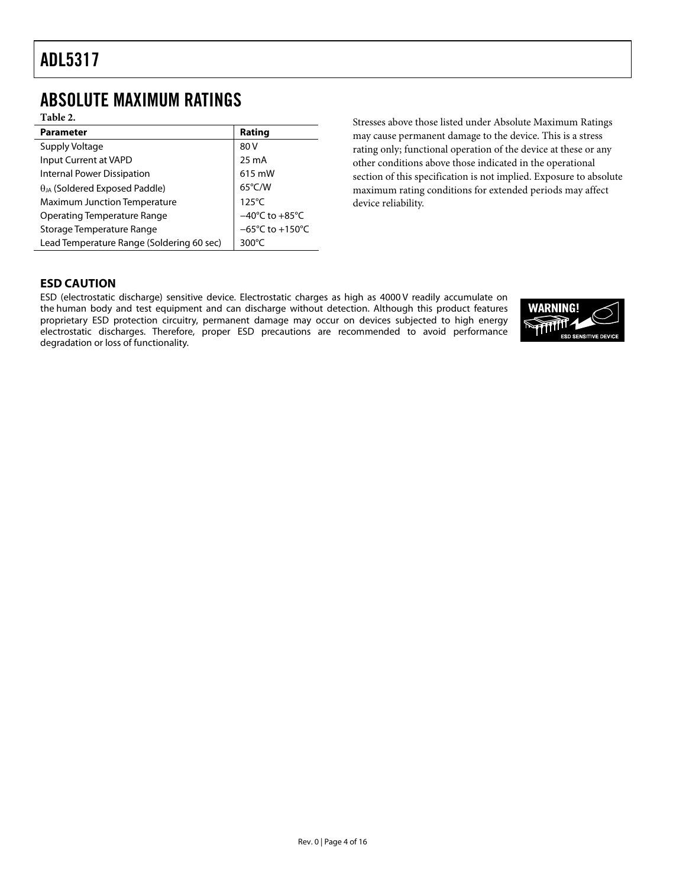# ABSOLUTE MAXIMUM RATINGS

**Table 2.**

| Parameter | Rating |
|---|---|
| Supply Voltage | 80 V |
| Input Current at VAPD | 25 mA |
| Internal Power Dissipation | 615 mW |
| $\theta_{JA}$ (Soldered Exposed Paddle) | 65°C/W |
| Maximum Junction Temperature | 125°C |
| Operating Temperature Range | −40°C to +85°C |
| Storage Temperature Range | −65°C to +150°C |
| Lead Temperature Range (Soldering 60 sec) | 300°C |

Stresses above those listed under Absolute Maximum Ratings may cause permanent damage to the device. This is a stress rating only; functional operation of the device at these or any other conditions above those indicated in the operational section of this specification is not implied. Exposure to absolute maximum rating conditions for extended periods may affect device reliability.

## ESD CAUTION

ESD (electrostatic discharge) sensitive device. Electrostatic charges as high as 4000 V readily accumulate on the human body and test equipment and can discharge without detection. Although this product features proprietary ESD protection circuitry, permanent damage may occur on devices subjected to high energy electrostatic discharges. Therefore, proper ESD precautions are recommended to avoid performance degradation or loss of functionality.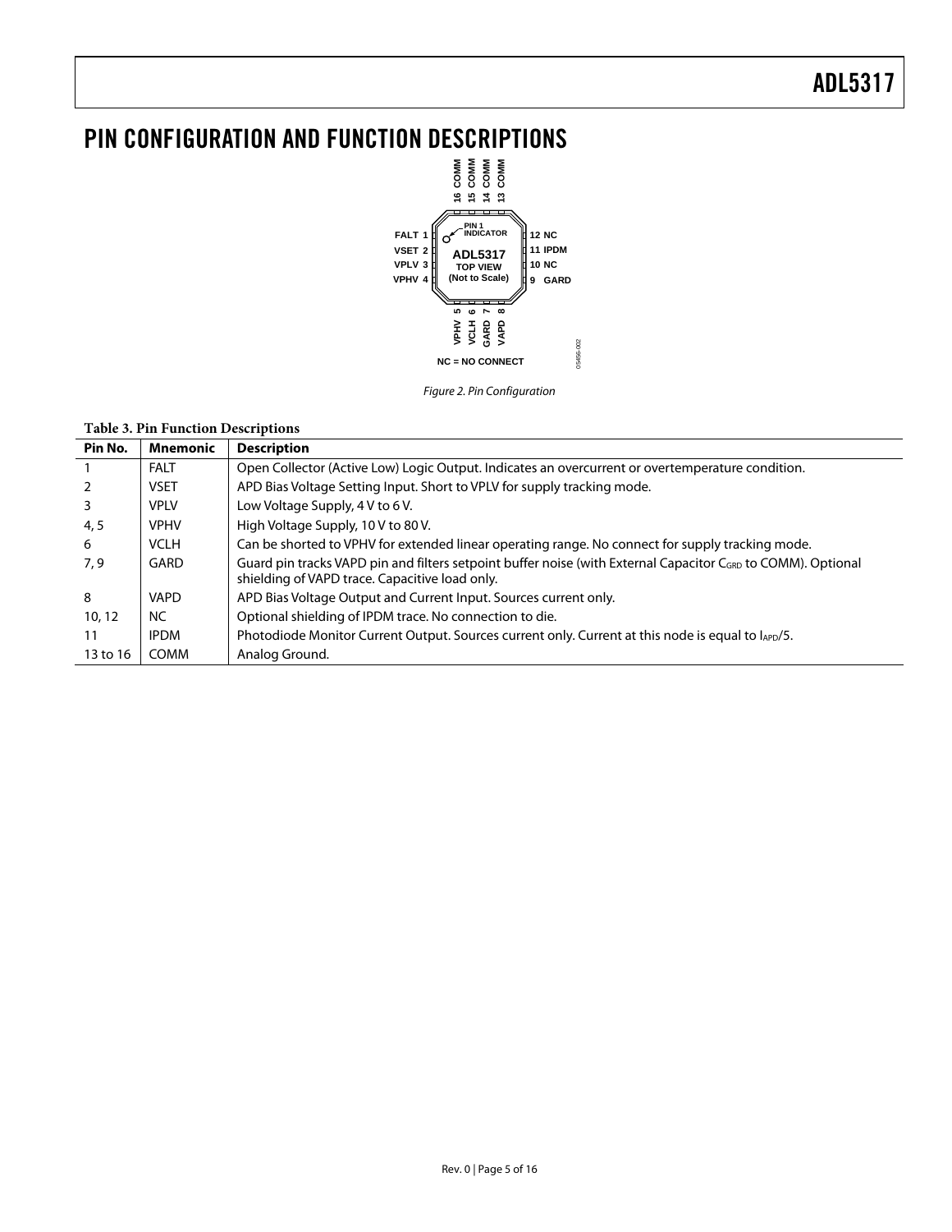# PIN CONFIGURATION AND FUNCTION DESCRIPTIONS

Figure 2. Pin Configuration

**Table 3. Pin Function Descriptions**

| Pin No. | Mnemonic | Description |
|---|---|---|
| 1 | FALT | Open Collector (Active Low) Logic Output. Indicates an overcurrent or overtemperature condition. |
| 2 | VSET | APD Bias Voltage Setting Input. Short to VPLV for supply tracking mode. |
| 3 | VPLV | Low Voltage Supply, 4 V to 6 V. |
| 4, 5 | VPHV | High Voltage Supply, 10 V to 80 V. |
| 6 | VCLH | Can be shorted to VPHV for extended linear operating range. No connect for supply tracking mode. |
| 7, 9 | GARD | Guard pin tracks VAPD pin and filters setpoint buffer noise (with External Capacitor $C_{GRD}$ to COMM). Optional shielding of VAPD trace. Capacitive load only. |
| 8 | VAPD | APD Bias Voltage Output and Current Input. Sources current only. |
| 10, 12 | NC | Optional shielding of IPDM trace. No connection to die. |
| 11 | IPDM | Photodiode Monitor Current Output. Sources current only. Current at this node is equal to $I_{APD}$/5. |
| 13 to 16 | COMM | Analog Ground. |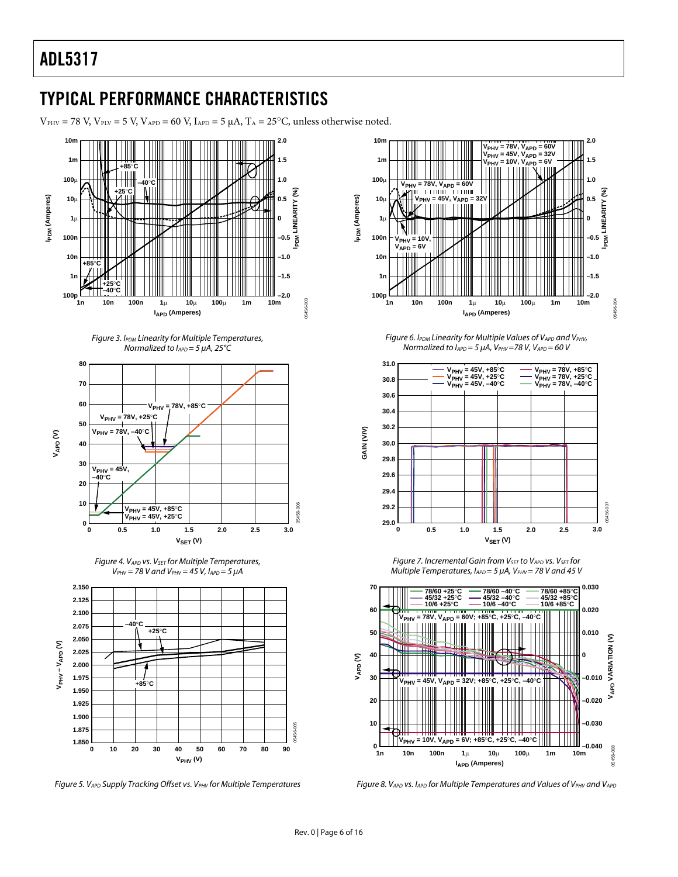## TYPICAL PERFORMANCE CHARACTERISTICS

$V_{PHV}$ = 78 V, $V_{PLV}$ = 5 V, $V_{APD}$ = 60 V, $I_{APD}$ = 5 μA, $T_A$ = 25°C, unless otherwise noted.

*Figure 3. $I_{PDM}$ Linearity for Multiple Temperatures, Normalized to $I_{APD}$ = 5 μA, 25°C*

*Figure 4. $V_{APD}$ vs. $V_{SET}$ for Multiple Temperatures, $V_{PHV}$ = 78 V and $V_{PHV}$ = 45 V, $I_{APD}$ = 5 μA*

*Figure 5. $V_{APD}$ Supply Tracking Offset vs. $V_{PHV}$ for Multiple Temperatures*

*Figure 6. $I_{PDM}$ Linearity for Multiple Values of $V_{APD}$ and $V_{PHV}$, Normalized to $I_{APD}$ = 5 μA, $V_{PHV}$ = 78 V, $V_{APD}$ = 60 V*

*Figure 7. Incremental Gain from $V_{SET}$ to $V_{APD}$ vs. $V_{SET}$ for Multiple Temperatures, $I_{APD}$ = 5 μA, $V_{PHV}$ = 78 V and 45 V*

*Figure 8. $V_{APD}$ vs. $I_{APD}$ for Multiple Temperatures and Values of $V_{PHV}$ and $V_{APD}$*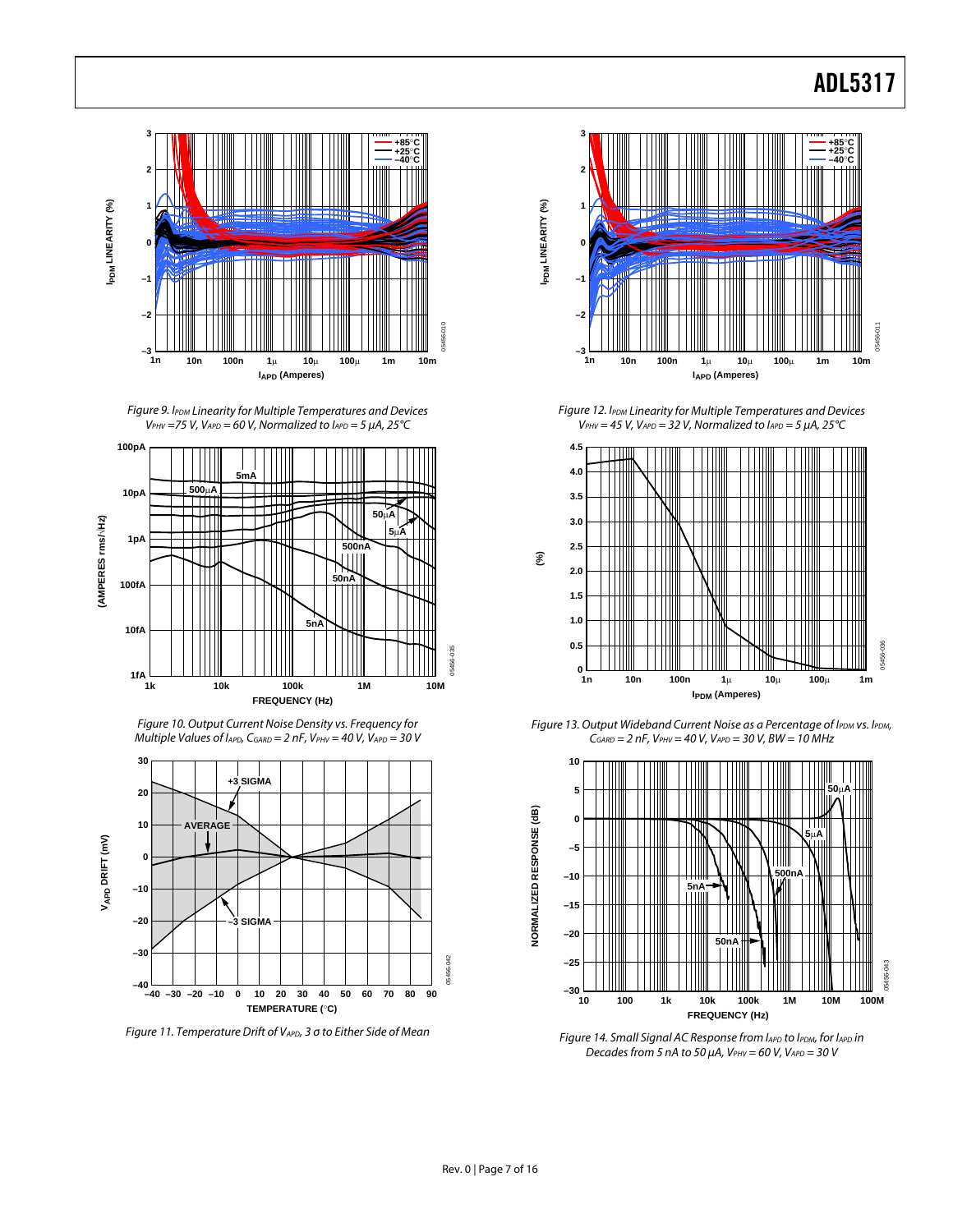Figure 9. $I_{PDM}$ Linearity for Multiple Temperatures and Devices $V_{PHV}$ = 75 V, $V_{APD}$ = 60 V, Normalized to $I_{APD}$ = 5 µA, 25°C

Figure 10. Output Current Noise Density vs. Frequency for Multiple Values of $I_{APD}$, $C_{GARD}$ = 2 nF, $V_{PHV}$ = 40 V, $V_{APD}$ = 30 V

Figure 11. Temperature Drift of $V_{APD}$, 3 σ to Either Side of Mean

Figure 12. $I_{PDM}$ Linearity for Multiple Temperatures and Devices $V_{PHV}$ = 45 V, $V_{APD}$ = 32 V, Normalized to $I_{APD}$ = 5 µA, 25°C

Figure 13. Output Wideband Current Noise as a Percentage of $I_{PDM}$ vs. $I_{PDM}$, $C_{GARD}$ = 2 nF, $V_{PHV}$ = 40 V, $V_{APD}$ = 30 V, BW = 10 MHz

Figure 14. Small Signal AC Response from $I_{APD}$ to $I_{PDM}$, for $I_{APD}$ in Decades from 5 nA to 50 µA, $V_{PHV}$ = 60 V, $V_{APD}$ = 30 V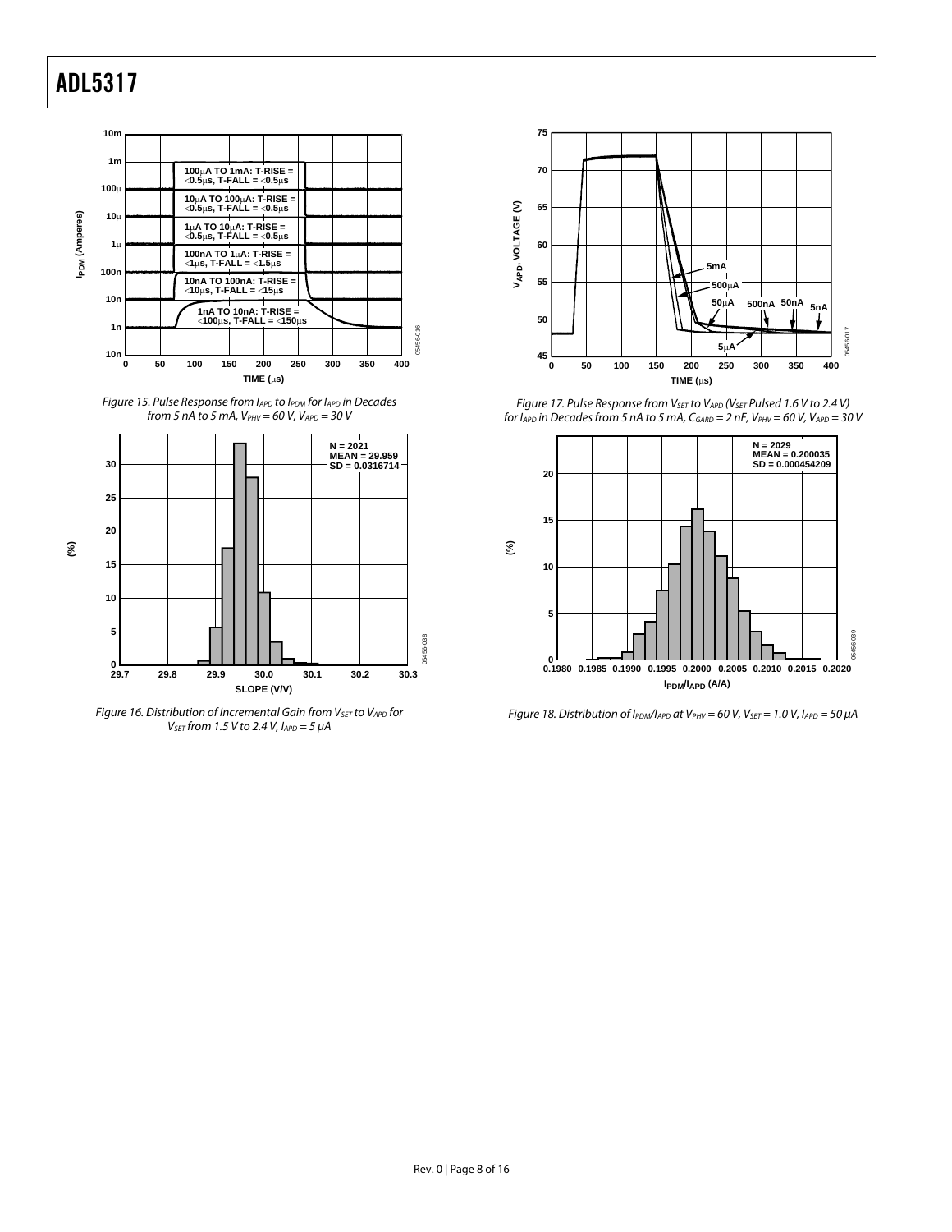Figure 15. Pulse Response from $I_{APD}$ to $I_{PDM}$ for $I_{APD}$ in Decades from 5 nA to 5 mA, $V_{PHV}$ = 60 V, $V_{APD}$ = 30 V

Figure 16. Distribution of Incremental Gain from $V_{SET}$ to $V_{APD}$ for $V_{SET}$ from 1.5 V to 2.4 V, $I_{APD}$ = 5 μA

Figure 17. Pulse Response from $V_{SET}$ to $V_{APD}$ ($V_{SET}$ Pulsed 1.6 V to 2.4 V) for $I_{APD}$ in Decades from 5 nA to 5 mA, $C_{GARD}$ = 2 nF, $V_{PHV}$ = 60 V, $V_{APD}$ = 30 V

Figure 18. Distribution of $I_{PDM}/I_{APD}$ at $V_{PHV}$ = 60 V, $V_{SET}$ = 1.0 V, $I_{APD}$ = 50 μA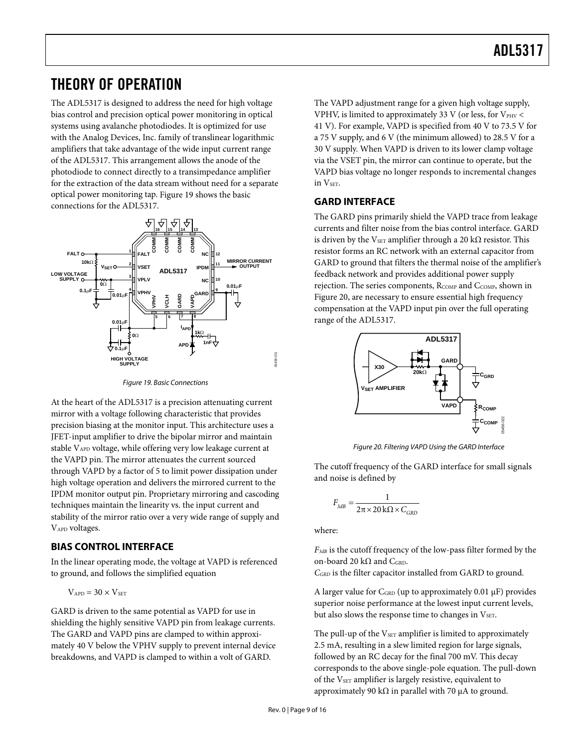# THEORY OF OPERATION

The ADL5317 is designed to address the need for high voltage bias control and precision optical power monitoring in optical systems using avalanche photodiodes. It is optimized for use with the Analog Devices, Inc. family of translinear logarithmic amplifiers that take advantage of the wide input current range of the ADL5317. This arrangement allows the anode of the photodiode to connect directly to a transimpedance amplifier for the extraction of the data stream without need for a separate optical power monitoring tap. Figure 19 shows the basic connections for the ADL5317.

Figure 19. Basic Connections

At the heart of the ADL5317 is a precision attenuating current mirror with a voltage following characteristic that provides precision biasing at the monitor input. This architecture uses a JFET-input amplifier to drive the bipolar mirror and maintain stable $V_{APD}$ voltage, while offering very low leakage current at the VAPD pin. The mirror attenuates the current sourced through VAPD by a factor of 5 to limit power dissipation under high voltage operation and delivers the mirrored current to the IPDM monitor output pin. Proprietary mirroring and cascoding techniques maintain the linearity vs. the input current and stability of the mirror ratio over a very wide range of supply and $V_{APD}$ voltages.

## BIAS CONTROL INTERFACE

In the linear operating mode, the voltage at VAPD is referenced to ground, and follows the simplified equation

$V_{APD} = 30 \times V_{SET}$

GARD is driven to the same potential as VAPD for use in shielding the highly sensitive VAPD pin from leakage currents. The GARD and VAPD pins are clamped to within approximately 40 V below the VPHV supply to prevent internal device breakdowns, and VAPD is clamped to within a volt of GARD.

The VAPD adjustment range for a given high voltage supply, VPHV, is limited to approximately 33 V (or less, for $V_{PHV}$ < 41 V). For example, VAPD is specified from 40 V to 73.5 V for a 75 V supply, and 6 V (the minimum allowed) to 28.5 V for a 30 V supply. When VAPD is driven to its lower clamp voltage via the VSET pin, the mirror can continue to operate, but the VAPD bias voltage no longer responds to incremental changes in $V_{SET}$.

## GARD INTERFACE

The GARD pins primarily shield the VAPD trace from leakage currents and filter noise from the bias control interface. GARD is driven by the $V_{SET}$ amplifier through a 20 kΩ resistor. This resistor forms an RC network with an external capacitor from GARD to ground that filters the thermal noise of the amplifier's feedback network and provides additional power supply rejection. The series components, $R_{COMP}$ and $C_{COMP}$, shown in Figure 20, are necessary to ensure essential high frequency compensation at the VAPD input pin over the full operating range of the ADL5317.

Figure 20. Filtering VAPD Using the GARD Interface

The cutoff frequency of the GARD interface for small signals and noise is defined by

$$F_{3dB} = \frac{1}{2\pi \times 20\,\text{k}\Omega \times C_{GRD}}$$

where:

$F_{3dB}$ is the cutoff frequency of the low-pass filter formed by the on-board 20 kΩ and $C_{GRD}$.
$C_{GRD}$ is the filter capacitor installed from GARD to ground.

A larger value for $C_{GRD}$ (up to approximately 0.01 μF) provides superior noise performance at the lowest input current levels, but also slows the response time to changes in $V_{SET}$.

The pull-up of the $V_{SET}$ amplifier is limited to approximately 2.5 mA, resulting in a slew limited region for large signals, followed by an RC decay for the final 700 mV. This decay corresponds to the above single-pole equation. The pull-down of the $V_{SET}$ amplifier is largely resistive, equivalent to approximately 90 kΩ in parallel with 70 μA to ground.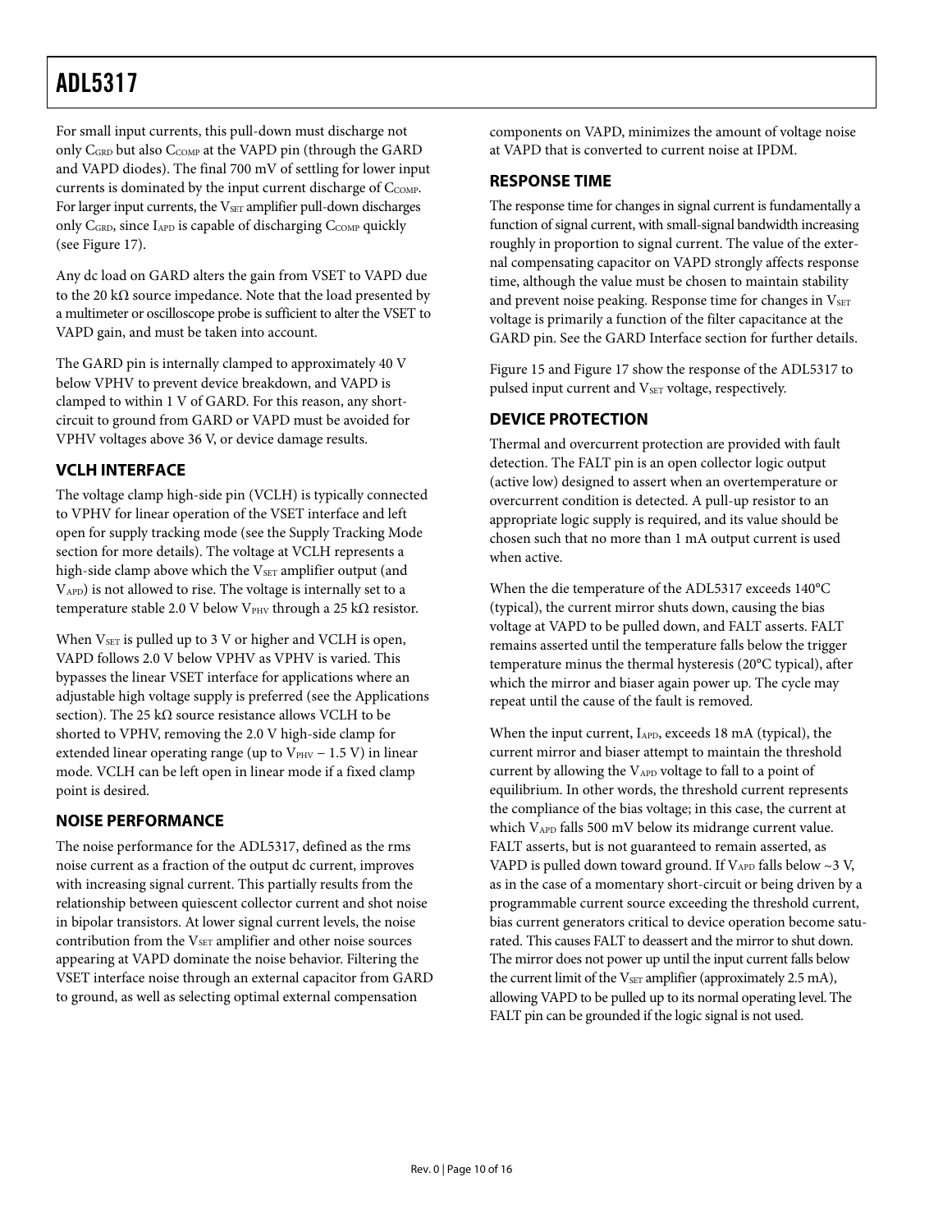For small input currents, this pull-down must discharge not only $C_{GRD}$ but also $C_{COMP}$ at the VAPD pin (through the GARD and VAPD diodes). The final 700 mV of settling for lower input currents is dominated by the input current discharge of $C_{COMP}$. For larger input currents, the $V_{SET}$ amplifier pull-down discharges only $C_{GRD}$, since $I_{APD}$ is capable of discharging $C_{COMP}$ quickly (see Figure 17).

Any dc load on GARD alters the gain from VSET to VAPD due to the 20 kΩ source impedance. Note that the load presented by a multimeter or oscilloscope probe is sufficient to alter the VSET to VAPD gain, and must be taken into account.

The GARD pin is internally clamped to approximately 40 V below VPHV to prevent device breakdown, and VAPD is clamped to within 1 V of GARD. For this reason, any short-circuit to ground from GARD or VAPD must be avoided for VPHV voltages above 36 V, or device damage results.

## VCLH INTERFACE

The voltage clamp high-side pin (VCLH) is typically connected to VPHV for linear operation of the VSET interface and left open for supply tracking mode (see the Supply Tracking Mode section for more details). The voltage at VCLH represents a high-side clamp above which the $V_{SET}$ amplifier output (and $V_{APD}$) is not allowed to rise. The voltage is internally set to a temperature stable 2.0 V below $V_{PHV}$ through a 25 kΩ resistor.

When $V_{SET}$ is pulled up to 3 V or higher and VCLH is open, VAPD follows 2.0 V below VPHV as VPHV is varied. This bypasses the linear VSET interface for applications where an adjustable high voltage supply is preferred (see the Applications section). The 25 kΩ source resistance allows VCLH to be shorted to VPHV, removing the 2.0 V high-side clamp for extended linear operating range (up to $V_{PHV}$ − 1.5 V) in linear mode. VCLH can be left open in linear mode if a fixed clamp point is desired.

## NOISE PERFORMANCE

The noise performance for the ADL5317, defined as the rms noise current as a fraction of the output dc current, improves with increasing signal current. This partially results from the relationship between quiescent collector current and shot noise in bipolar transistors. At lower signal current levels, the noise contribution from the $V_{SET}$ amplifier and other noise sources appearing at VAPD dominate the noise behavior. Filtering the VSET interface noise through an external capacitor from GARD to ground, as well as selecting optimal external compensation components on VAPD, minimizes the amount of voltage noise at VAPD that is converted to current noise at IPDM.

## RESPONSE TIME

The response time for changes in signal current is fundamentally a function of signal current, with small-signal bandwidth increasing roughly in proportion to signal current. The value of the external compensating capacitor on VAPD strongly affects response time, although the value must be chosen to maintain stability and prevent noise peaking. Response time for changes in $V_{SET}$ voltage is primarily a function of the filter capacitance at the GARD pin. See the GARD Interface section for further details.

Figure 15 and Figure 17 show the response of the ADL5317 to pulsed input current and $V_{SET}$ voltage, respectively.

## DEVICE PROTECTION

Thermal and overcurrent protection are provided with fault detection. The FALT pin is an open collector logic output (active low) designed to assert when an overtemperature or overcurrent condition is detected. A pull-up resistor to an appropriate logic supply is required, and its value should be chosen such that no more than 1 mA output current is used when active.

When the die temperature of the ADL5317 exceeds 140°C (typical), the current mirror shuts down, causing the bias voltage at VAPD to be pulled down, and FALT asserts. FALT remains asserted until the temperature falls below the trigger temperature minus the thermal hysteresis (20°C typical), after which the mirror and biaser again power up. The cycle may repeat until the cause of the fault is removed.

When the input current, $I_{APD}$, exceeds 18 mA (typical), the current mirror and biaser attempt to maintain the threshold current by allowing the $V_{APD}$ voltage to fall to a point of equilibrium. In other words, the threshold current represents the compliance of the bias voltage; in this case, the current at which $V_{APD}$ falls 500 mV below its midrange current value. FALT asserts, but is not guaranteed to remain asserted, as VAPD is pulled down toward ground. If $V_{APD}$ falls below ~3 V, as in the case of a momentary short-circuit or being driven by a programmable current source exceeding the threshold current, bias current generators critical to device operation become saturated. This causes FALT to deassert and the mirror to shut down. The mirror does not power up until the input current falls below the current limit of the $V_{SET}$ amplifier (approximately 2.5 mA), allowing VAPD to be pulled up to its normal operating level. The FALT pin can be grounded if the logic signal is not used.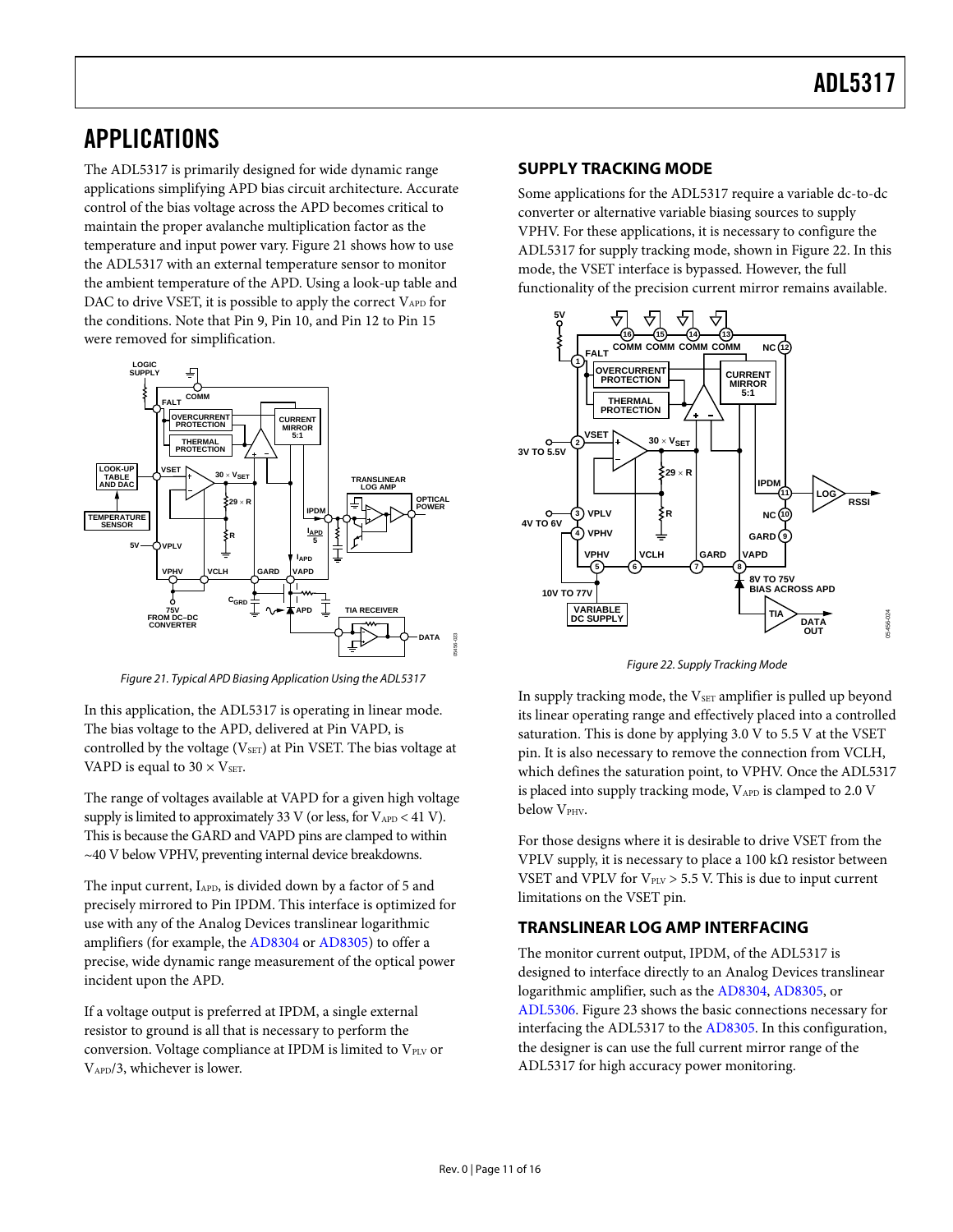# APPLICATIONS

The ADL5317 is primarily designed for wide dynamic range applications simplifying APD bias circuit architecture. Accurate control of the bias voltage across the APD becomes critical to maintain the proper avalanche multiplication factor as the temperature and input power vary. Figure 21 shows how to use the ADL5317 with an external temperature sensor to monitor the ambient temperature of the APD. Using a look-up table and DAC to drive VSET, it is possible to apply the correct $V_{APD}$ for the conditions. Note that Pin 9, Pin 10, and Pin 12 to Pin 15 were removed for simplification.

Figure 21. Typical APD Biasing Application Using the ADL5317

In this application, the ADL5317 is operating in linear mode. The bias voltage to the APD, delivered at Pin VAPD, is controlled by the voltage ($V_{SET}$) at Pin VSET. The bias voltage at VAPD is equal to $30 \times V_{SET}$.

The range of voltages available at VAPD for a given high voltage supply is limited to approximately 33 V (or less, for $V_{APD} < 41$ V). This is because the GARD and VAPD pins are clamped to within ~40 V below VPHV, preventing internal device breakdowns.

The input current, $I_{APD}$, is divided down by a factor of 5 and precisely mirrored to Pin IPDM. This interface is optimized for use with any of the Analog Devices translinear logarithmic amplifiers (for example, the AD8304 or AD8305) to offer a precise, wide dynamic range measurement of the optical power incident upon the APD.

If a voltage output is preferred at IPDM, a single external resistor to ground is all that is necessary to perform the conversion. Voltage compliance at IPDM is limited to $V_{PLV}$ or $V_{APD}/3$, whichever is lower.

## SUPPLY TRACKING MODE

Some applications for the ADL5317 require a variable dc-to-dc converter or alternative variable biasing sources to supply VPHV. For these applications, it is necessary to configure the ADL5317 for supply tracking mode, shown in Figure 22. In this mode, the VSET interface is bypassed. However, the full functionality of the precision current mirror remains available.

Figure 22. Supply Tracking Mode

In supply tracking mode, the $V_{SET}$ amplifier is pulled up beyond its linear operating range and effectively placed into a controlled saturation. This is done by applying 3.0 V to 5.5 V at the VSET pin. It is also necessary to remove the connection from VCLH, which defines the saturation point, to VPHV. Once the ADL5317 is placed into supply tracking mode, $V_{APD}$ is clamped to 2.0 V below $V_{PHV}$.

For those designs where it is desirable to drive VSET from the VPLV supply, it is necessary to place a 100 kΩ resistor between VSET and VPLV for $V_{PLV} > 5.5$ V. This is due to input current limitations on the VSET pin.

## TRANSLINEAR LOG AMP INTERFACING

The monitor current output, IPDM, of the ADL5317 is designed to interface directly to an Analog Devices translinear logarithmic amplifier, such as the AD8304, AD8305, or ADL5306. Figure 23 shows the basic connections necessary for interfacing the ADL5317 to the AD8305. In this configuration, the designer is can use the full current mirror range of the ADL5317 for high accuracy power monitoring.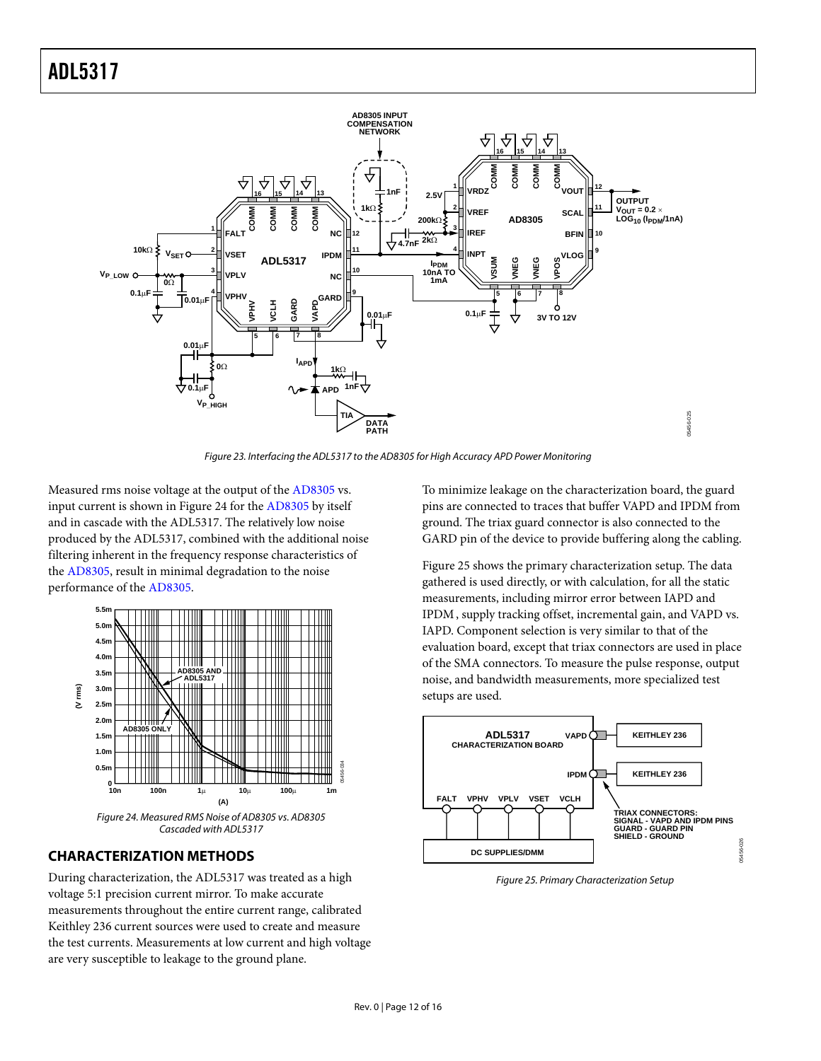Figure 23. Interfacing the ADL5317 to the AD8305 for High Accuracy APD Power Monitoring

Measured rms noise voltage at the output of the AD8305 vs. input current is shown in Figure 24 for the AD8305 by itself and in cascade with the ADL5317. The relatively low noise produced by the ADL5317, combined with the additional noise filtering inherent in the frequency response characteristics of the AD8305, result in minimal degradation to the noise performance of the AD8305.

Figure 24. Measured RMS Noise of AD8305 vs. AD8305 Cascaded with ADL5317

## CHARACTERIZATION METHODS

During characterization, the ADL5317 was treated as a high voltage 5:1 precision current mirror. To make accurate measurements throughout the entire current range, calibrated Keithley 236 current sources were used to create and measure the test currents. Measurements at low current and high voltage are very susceptible to leakage to the ground plane.

To minimize leakage on the characterization board, the guard pins are connected to traces that buffer VAPD and IPDM from ground. The triax guard connector is also connected to the GARD pin of the device to provide buffering along the cabling.

Figure 25 shows the primary characterization setup. The data gathered is used directly, or with calculation, for all the static measurements, including mirror error between IAPD and IPDM, supply tracking offset, incremental gain, and VAPD vs. IAPD. Component selection is very similar to that of the evaluation board, except that triax connectors are used in place of the SMA connectors. To measure the pulse response, output noise, and bandwidth measurements, more specialized test setups are used.

Figure 25. Primary Characterization Setup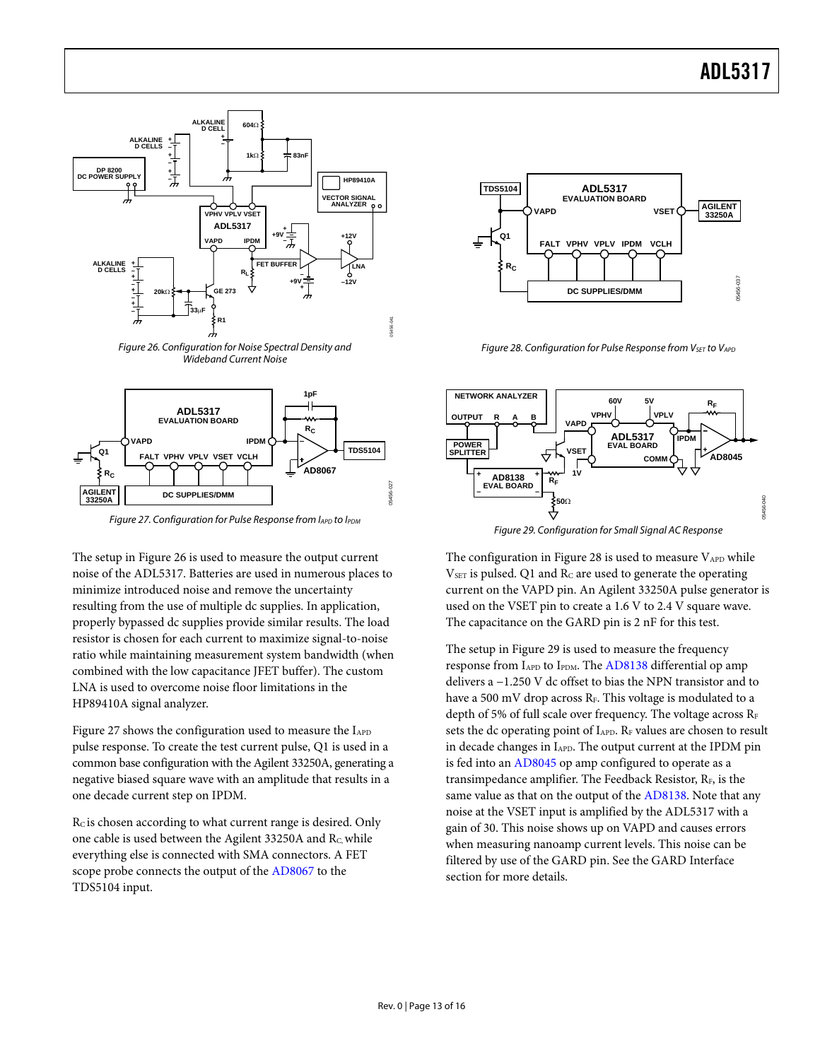Figure 26. Configuration for Noise Spectral Density and Wideband Current Noise

Figure 27. Configuration for Pulse Response from $I_{APD}$ to $I_{PDM}$

The setup in Figure 26 is used to measure the output current noise of the ADL5317. Batteries are used in numerous places to minimize introduced noise and remove the uncertainty resulting from the use of multiple dc supplies. In application, properly bypassed dc supplies provide similar results. The load resistor is chosen for each current to maximize signal-to-noise ratio while maintaining measurement system bandwidth (when combined with the low capacitance JFET buffer). The custom LNA is used to overcome noise floor limitations in the HP89410A signal analyzer.

Figure 27 shows the configuration used to measure the $I_{APD}$ pulse response. To create the test current pulse, Q1 is used in a common base configuration with the Agilent 33250A, generating a negative biased square wave with an amplitude that results in a one decade current step on IPDM.

$R_C$ is chosen according to what current range is desired. Only one cable is used between the Agilent 33250A and $R_C$, while everything else is connected with SMA connectors. A FET scope probe connects the output of the AD8067 to the TDS5104 input.

Figure 28. Configuration for Pulse Response from $V_{SET}$ to $V_{APD}$

Figure 29. Configuration for Small Signal AC Response

The configuration in Figure 28 is used to measure $V_{APD}$ while $V_{SET}$ is pulsed. Q1 and $R_C$ are used to generate the operating current on the VAPD pin. An Agilent 33250A pulse generator is used on the VSET pin to create a 1.6 V to 2.4 V square wave. The capacitance on the GARD pin is 2 nF for this test.

The setup in Figure 29 is used to measure the frequency response from $I_{APD}$ to $I_{PDM}$. The AD8138 differential op amp delivers a −1.250 V dc offset to bias the NPN transistor and to have a 500 mV drop across $R_F$. This voltage is modulated to a depth of 5% of full scale over frequency. The voltage across $R_F$ sets the dc operating point of $I_{APD}$. $R_F$ values are chosen to result in decade changes in $I_{APD}$. The output current at the IPDM pin is fed into an AD8045 op amp configured to operate as a transimpedance amplifier. The Feedback Resistor, $R_F$, is the same value as that on the output of the AD8138. Note that any noise at the VSET input is amplified by the ADL5317 with a gain of 30. This noise shows up on VAPD and causes errors when measuring nanoamp current levels. This noise can be filtered by use of the GARD pin. See the GARD Interface section for more details.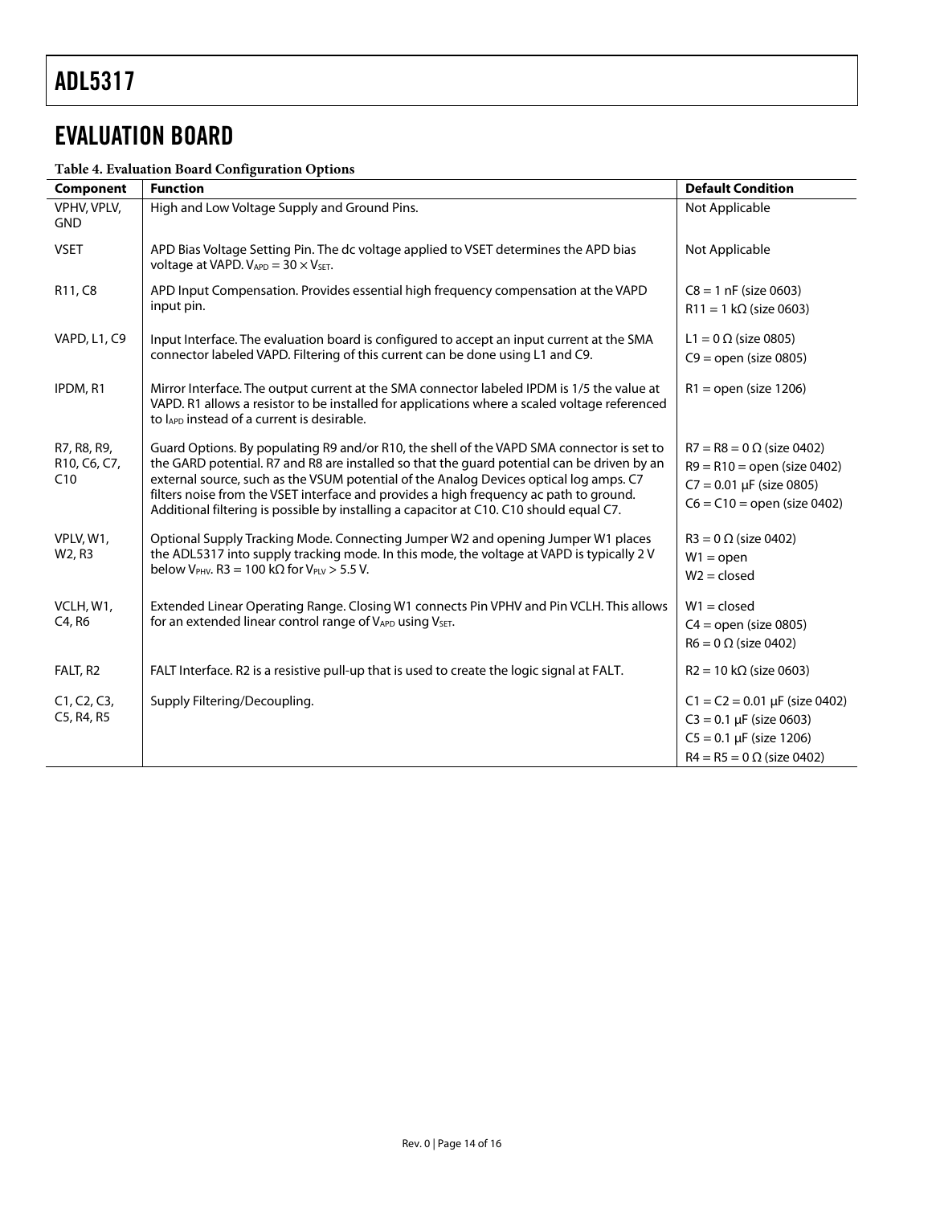## EVALUATION BOARD

**Table 4. Evaluation Board Configuration Options**

| Component | Function | Default Condition |
|---|---|---|
| VPHV, VPLV, GND | High and Low Voltage Supply and Ground Pins. | Not Applicable |
| VSET | APD Bias Voltage Setting Pin. The dc voltage applied to VSET determines the APD bias voltage at VAPD. $V_{APD} = 30 \times V_{SET}$. | Not Applicable |
| R11, C8 | APD Input Compensation. Provides essential high frequency compensation at the VAPD input pin. | C8 = 1 nF (size 0603)<br>R11 = 1 kΩ (size 0603) |
| VAPD, L1, C9 | Input Interface. The evaluation board is configured to accept an input current at the SMA connector labeled VAPD. Filtering of this current can be done using L1 and C9. | L1 = 0 Ω (size 0805)<br>C9 = open (size 0805) |
| IPDM, R1 | Mirror Interface. The output current at the SMA connector labeled IPDM is 1/5 the value at VAPD. R1 allows a resistor to be installed for applications where a scaled voltage referenced to $I_{APD}$ instead of a current is desirable. | R1 = open (size 1206) |
| R7, R8, R9, R10, C6, C7, C10 | Guard Options. By populating R9 and/or R10, the shell of the VAPD SMA connector is set to the GARD potential. R7 and R8 are installed so that the guard potential can be driven by an external source, such as the VSUM potential of the Analog Devices optical log amps. C7 filters noise from the VSET interface and provides a high frequency ac path to ground. Additional filtering is possible by installing a capacitor at C10. C10 should equal C7. | R7 = R8 = 0 Ω (size 0402)<br>R9 = R10 = open (size 0402)<br>C7 = 0.01 μF (size 0805)<br>C6 = C10 = open (size 0402) |
| VPLV, W1, W2, R3 | Optional Supply Tracking Mode. Connecting Jumper W2 and opening Jumper W1 places the ADL5317 into supply tracking mode. In this mode, the voltage at VAPD is typically 2 V below $V_{PHV}$. R3 = 100 kΩ for $V_{PLV} > 5.5$ V. | R3 = 0 Ω (size 0402)<br>W1 = open<br>W2 = closed |
| VCLH, W1, C4, R6 | Extended Linear Operating Range. Closing W1 connects Pin VPHV and Pin VCLH. This allows for an extended linear control range of $V_{APD}$ using $V_{SET}$. | W1 = closed<br>C4 = open (size 0805)<br>R6 = 0 Ω (size 0402) |
| FALT, R2 | FALT Interface. R2 is a resistive pull-up that is used to create the logic signal at FALT. | R2 = 10 kΩ (size 0603) |
| C1, C2, C3, C5, R4, R5 | Supply Filtering/Decoupling. | C1 = C2 = 0.01 μF (size 0402)<br>C3 = 0.1 μF (size 0603)<br>C5 = 0.1 μF (size 1206)<br>R4 = R5 = 0 Ω (size 0402) |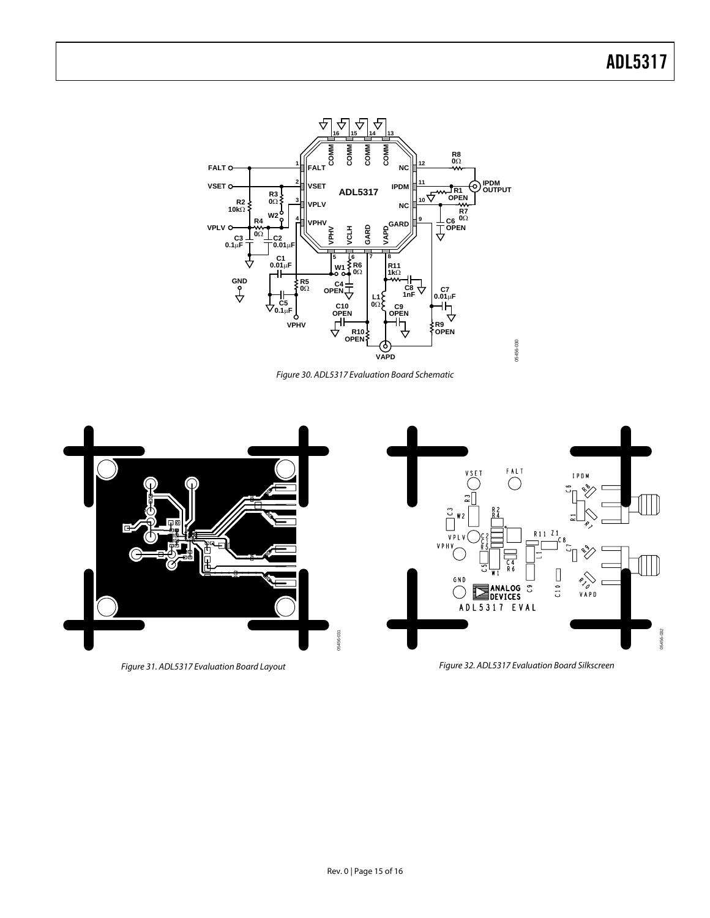Figure 30. ADL5317 Evaluation Board Schematic

Figure 31. ADL5317 Evaluation Board Layout

Figure 32. ADL5317 Evaluation Board Silkscreen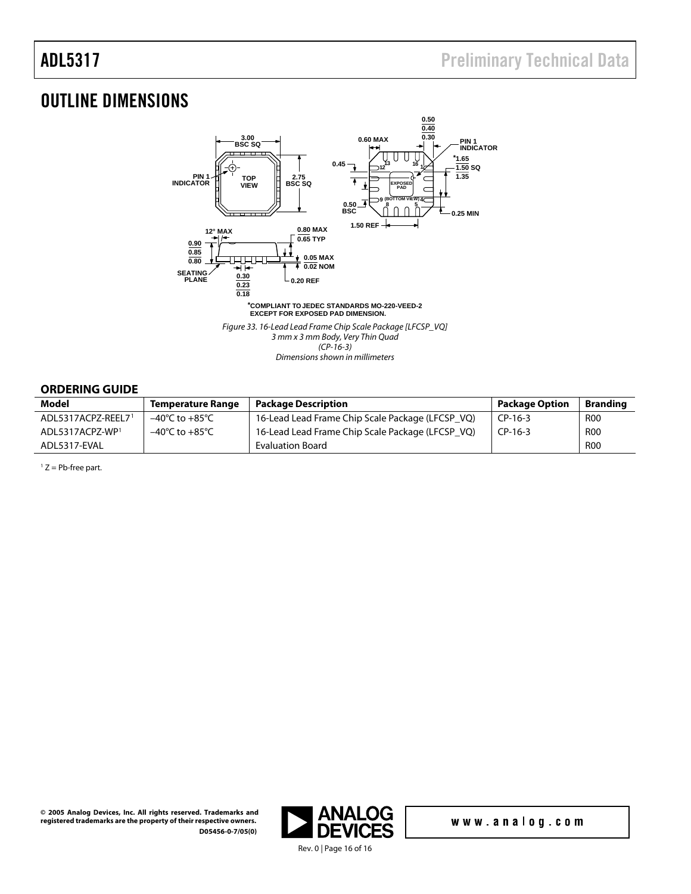## OUTLINE DIMENSIONS

3.00
BSC SQ

PIN 1
INDICATOR

TOP
VIEW

2.75
BSC SQ

0.60 MAX

0.50
0.40
0.30

PIN 1
INDICATOR

*1.65
1.50 SQ
1.35

0.45

13
12
16
1

EXPOSED
PAD

9 (BOTTOM VIEW) 4
8
5

0.50
BSC

0.25 MIN

1.50 REF

12° MAX

0.80 MAX
0.65 TYP

0.90
0.85
0.80

0.05 MAX
0.02 NOM

SEATING
PLANE

0.30
0.23
0.18

0.20 REF

*COMPLIANT TO JEDEC STANDARDS MO-220-VEED-2
EXCEPT FOR EXPOSED PAD DIMENSION.

*Figure 33. 16-Lead Lead Frame Chip Scale Package [LFCSP_VQ]*
*3 mm x 3 mm Body, Very Thin Quad*
*(CP-16-3)*
*Dimensions shown in millimeters*

### ORDERING GUIDE

| Model | Temperature Range | Package Description | Package Option | Branding |
|---|---|---|---|---|
| ADL5317ACPZ-REEL7[1] | –40°C to +85°C | 16-Lead Lead Frame Chip Scale Package (LFCSP_VQ) | CP-16-3 | R00 |
| ADL5317ACPZ-WP[1] | –40°C to +85°C | 16-Lead Lead Frame Chip Scale Package (LFCSP_VQ) | CP-16-3 | R00 |
| ADL5317-EVAL | | Evaluation Board | | R00 |

[1] Z = Pb-free part.

© 2005 Analog Devices, Inc. All rights reserved. Trademarks and registered trademarks are the property of their respective owners.
D05456-0-7/05(0)